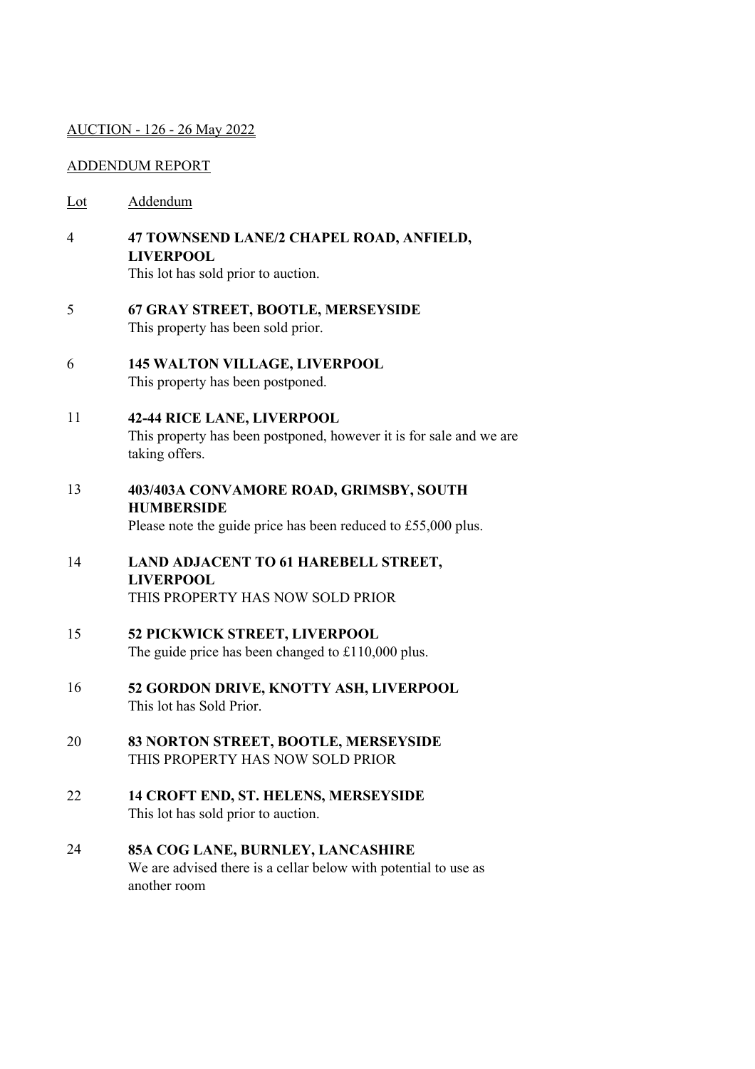AUCTION - 126 - 26 May 2022

ADDENDUM REPORT

| Lot | Addendum |
|---|---|
| 4 | **47 TOWNSEND LANE/2 CHAPEL ROAD, ANFIELD, LIVERPOOL**<br>This lot has sold prior to auction. |
| 5 | **67 GRAY STREET, BOOTLE, MERSEYSIDE**<br>This property has been sold prior. |
| 6 | **145 WALTON VILLAGE, LIVERPOOL**<br>This property has been postponed. |
| 11 | **42-44 RICE LANE, LIVERPOOL**<br>This property has been postponed, however it is for sale and we are taking offers. |
| 13 | **403/403A CONVAMORE ROAD, GRIMSBY, SOUTH HUMBERSIDE**<br>Please note the guide price has been reduced to £55,000 plus. |
| 14 | **LAND ADJACENT TO 61 HAREBELL STREET, LIVERPOOL**<br>THIS PROPERTY HAS NOW SOLD PRIOR |
| 15 | **52 PICKWICK STREET, LIVERPOOL**<br>The guide price has been changed to £110,000 plus. |
| 16 | **52 GORDON DRIVE, KNOTTY ASH, LIVERPOOL**<br>This lot has Sold Prior. |
| 20 | **83 NORTON STREET, BOOTLE, MERSEYSIDE**<br>THIS PROPERTY HAS NOW SOLD PRIOR |
| 22 | **14 CROFT END, ST. HELENS, MERSEYSIDE**<br>This lot has sold prior to auction. |
| 24 | **85A COG LANE, BURNLEY, LANCASHIRE**<br>We are advised there is a cellar below with potential to use as another room |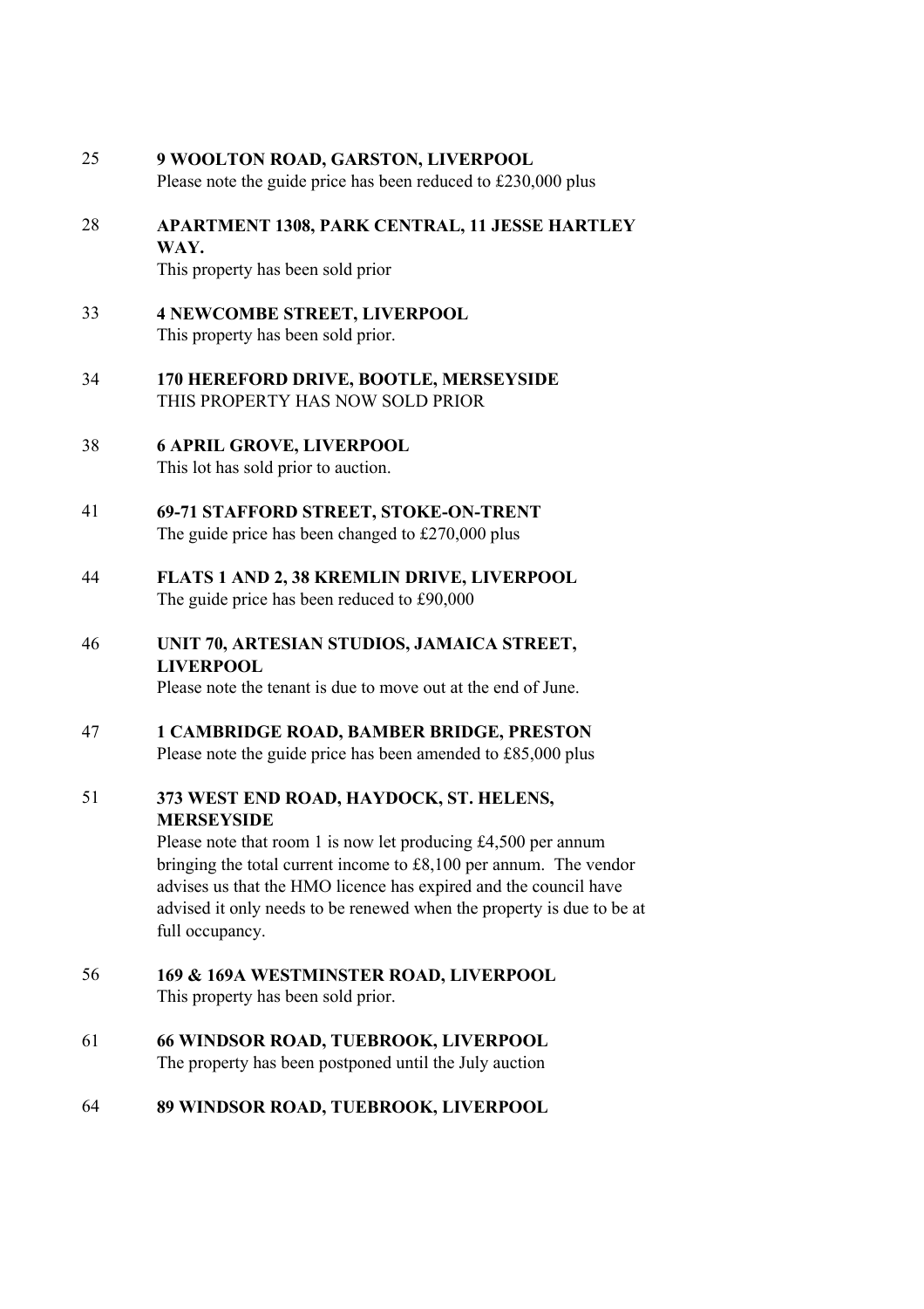25 **9 WOOLTON ROAD, GARSTON, LIVERPOOL**
Please note the guide price has been reduced to £230,000 plus

28 **APARTMENT 1308, PARK CENTRAL, 11 JESSE HARTLEY WAY.**
This property has been sold prior

33 **4 NEWCOMBE STREET, LIVERPOOL**
This property has been sold prior.

34 **170 HEREFORD DRIVE, BOOTLE, MERSEYSIDE**
THIS PROPERTY HAS NOW SOLD PRIOR

38 **6 APRIL GROVE, LIVERPOOL**
This lot has sold prior to auction.

41 **69-71 STAFFORD STREET, STOKE-ON-TRENT**
The guide price has been changed to £270,000 plus

44 **FLATS 1 AND 2, 38 KREMLIN DRIVE, LIVERPOOL**
The guide price has been reduced to £90,000

46 **UNIT 70, ARTESIAN STUDIOS, JAMAICA STREET, LIVERPOOL**
Please note the tenant is due to move out at the end of June.

47 **1 CAMBRIDGE ROAD, BAMBER BRIDGE, PRESTON**
Please note the guide price has been amended to £85,000 plus

51 **373 WEST END ROAD, HAYDOCK, ST. HELENS, MERSEYSIDE**
Please note that room 1 is now let producing £4,500 per annum bringing the total current income to £8,100 per annum. The vendor advises us that the HMO licence has expired and the council have advised it only needs to be renewed when the property is due to be at full occupancy.

56 **169 & 169A WESTMINSTER ROAD, LIVERPOOL**
This property has been sold prior.

61 **66 WINDSOR ROAD, TUEBROOK, LIVERPOOL**
The property has been postponed until the July auction

64 **89 WINDSOR ROAD, TUEBROOK, LIVERPOOL**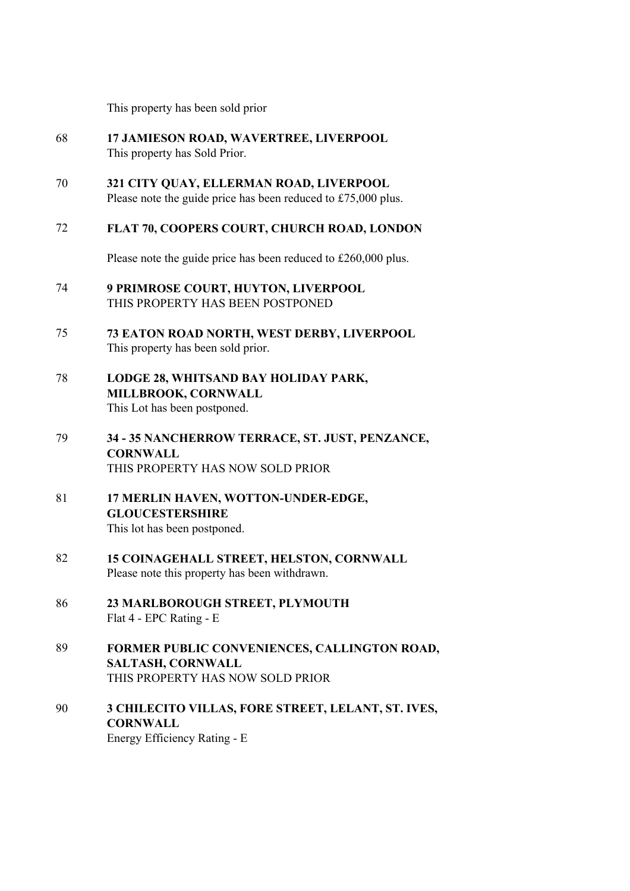This property has been sold prior

68 **17 JAMIESON ROAD, WAVERTREE, LIVERPOOL**
This property has Sold Prior.

70 **321 CITY QUAY, ELLERMAN ROAD, LIVERPOOL**
Please note the guide price has been reduced to £75,000 plus.

72 **FLAT 70, COOPERS COURT, CHURCH ROAD, LONDON**

Please note the guide price has been reduced to £260,000 plus.

74 **9 PRIMROSE COURT, HUYTON, LIVERPOOL**
THIS PROPERTY HAS BEEN POSTPONED

75 **73 EATON ROAD NORTH, WEST DERBY, LIVERPOOL**
This property has been sold prior.

78 **LODGE 28, WHITSAND BAY HOLIDAY PARK, MILLBROOK, CORNWALL**
This Lot has been postponed.

79 **34 - 35 NANCHERROW TERRACE, ST. JUST, PENZANCE, CORNWALL**
THIS PROPERTY HAS NOW SOLD PRIOR

81 **17 MERLIN HAVEN, WOTTON-UNDER-EDGE, GLOUCESTERSHIRE**
This lot has been postponed.

82 **15 COINAGEHALL STREET, HELSTON, CORNWALL**
Please note this property has been withdrawn.

86 **23 MARLBOROUGH STREET, PLYMOUTH**
Flat 4 - EPC Rating - E

89 **FORMER PUBLIC CONVENIENCES, CALLINGTON ROAD, SALTASH, CORNWALL**
THIS PROPERTY HAS NOW SOLD PRIOR

90 **3 CHILECITO VILLAS, FORE STREET, LELANT, ST. IVES, CORNWALL**
Energy Efficiency Rating - E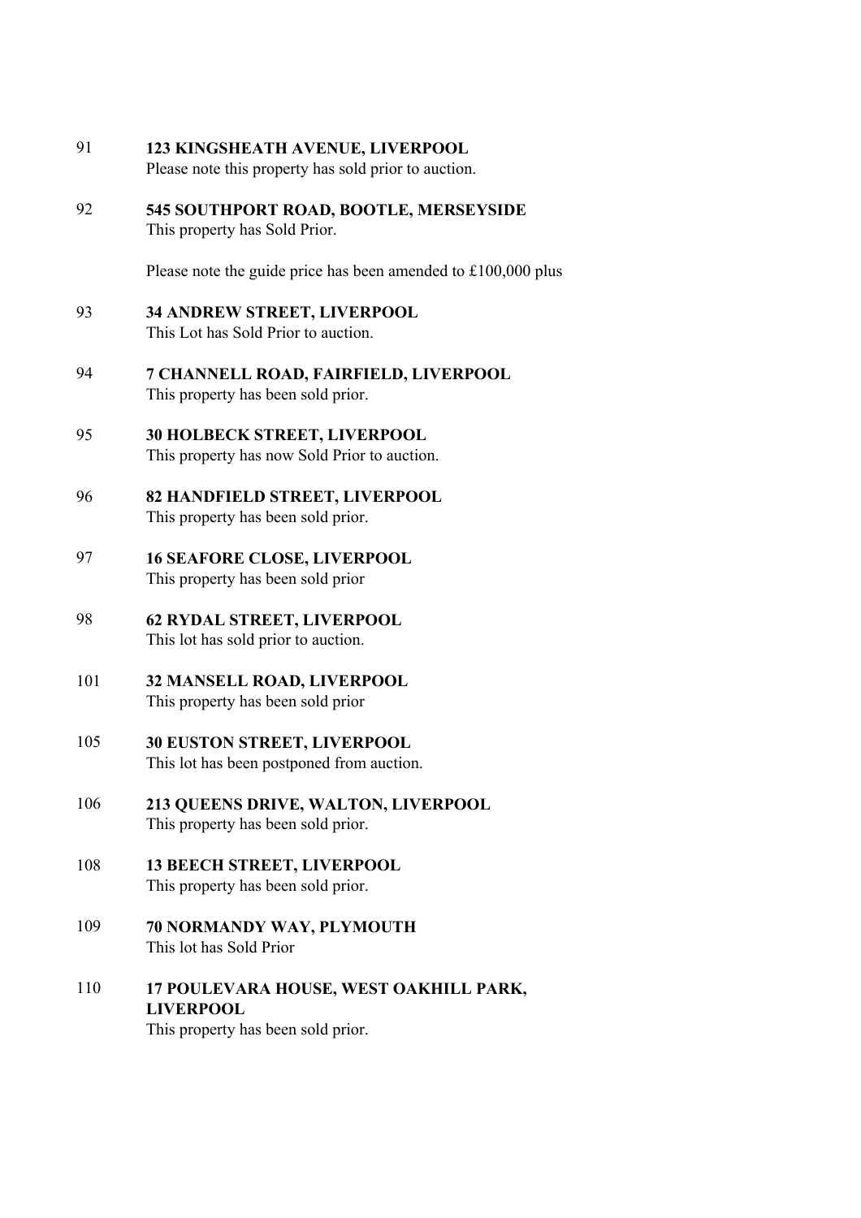91 **123 KINGSHEATH AVENUE, LIVERPOOL**
Please note this property has sold prior to auction.

92 **545 SOUTHPORT ROAD, BOOTLE, MERSEYSIDE**
This property has Sold Prior.

Please note the guide price has been amended to £100,000 plus

93 **34 ANDREW STREET, LIVERPOOL**
This Lot has Sold Prior to auction.

94 **7 CHANNELL ROAD, FAIRFIELD, LIVERPOOL**
This property has been sold prior.

95 **30 HOLBECK STREET, LIVERPOOL**
This property has now Sold Prior to auction.

96 **82 HANDFIELD STREET, LIVERPOOL**
This property has been sold prior.

97 **16 SEAFORE CLOSE, LIVERPOOL**
This property has been sold prior

98 **62 RYDAL STREET, LIVERPOOL**
This lot has sold prior to auction.

101 **32 MANSELL ROAD, LIVERPOOL**
This property has been sold prior

105 **30 EUSTON STREET, LIVERPOOL**
This lot has been postponed from auction.

106 **213 QUEENS DRIVE, WALTON, LIVERPOOL**
This property has been sold prior.

108 **13 BEECH STREET, LIVERPOOL**
This property has been sold prior.

109 **70 NORMANDY WAY, PLYMOUTH**
This lot has Sold Prior

110 **17 POULEVARA HOUSE, WEST OAKHILL PARK, LIVERPOOL**
This property has been sold prior.